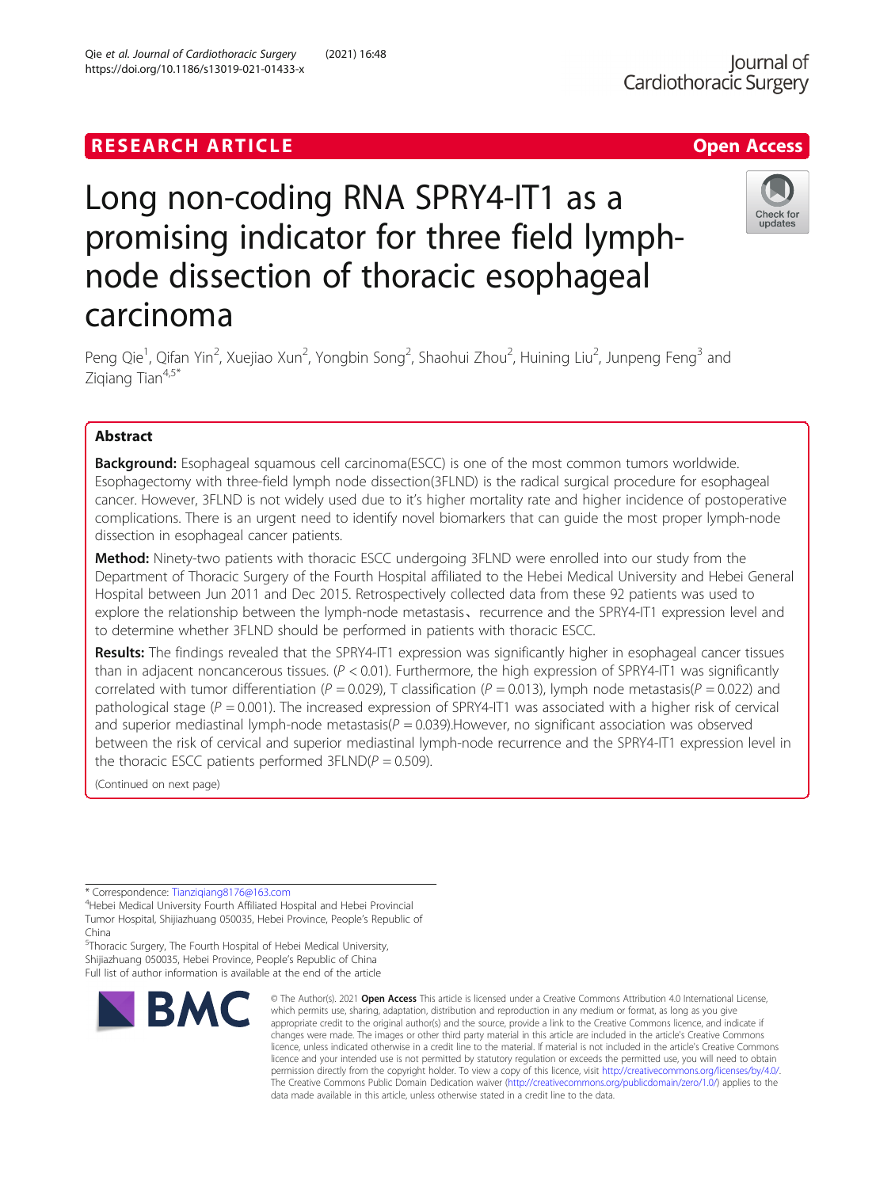# Long non-coding RNA SPRY4-IT1 as a promising indicator for three field lymph-node dissection of thoracic esophageal carcinoma

Peng Qie[1], Qifan Yin[2], Xuejiao Xun[2], Yongbin Song[2], Shaohui Zhou[2], Huining Liu[2], Junpeng Feng[3] and Ziqiang Tian[4,5*]

## Abstract

**Background:** Esophageal squamous cell carcinoma(ESCC) is one of the most common tumors worldwide. Esophagectomy with three-field lymph node dissection(3FLND) is the radical surgical procedure for esophageal cancer. However, 3FLND is not widely used due to it's higher mortality rate and higher incidence of postoperative complications. There is an urgent need to identify novel biomarkers that can guide the most proper lymph-node dissection in esophageal cancer patients.

**Method:** Ninety-two patients with thoracic ESCC undergoing 3FLND were enrolled into our study from the Department of Thoracic Surgery of the Fourth Hospital affiliated to the Hebei Medical University and Hebei General Hospital between Jun 2011 and Dec 2015. Retrospectively collected data from these 92 patients was used to explore the relationship between the lymph-node metastasis、recurrence and the SPRY4-IT1 expression level and to determine whether 3FLND should be performed in patients with thoracic ESCC.

**Results:** The findings revealed that the SPRY4-IT1 expression was significantly higher in esophageal cancer tissues than in adjacent noncancerous tissues. ($P < 0.01$). Furthermore, the high expression of SPRY4-IT1 was significantly correlated with tumor differentiation ($P = 0.029$), T classification ($P = 0.013$), lymph node metastasis($P = 0.022$) and pathological stage ($P = 0.001$). The increased expression of SPRY4-IT1 was associated with a higher risk of cervical and superior mediastinal lymph-node metastasis($P = 0.039$).However, no significant association was observed between the risk of cervical and superior mediastinal lymph-node recurrence and the SPRY4-IT1 expression level in the thoracic ESCC patients performed 3FLND($P = 0.509$).

(Continued on next page)

* Correspondence: Tianziqiang8176@163.com

[4]Hebei Medical University Fourth Affiliated Hospital and Hebei Provincial Tumor Hospital, Shijiazhuang 050035, Hebei Province, People's Republic of China

[5]Thoracic Surgery, The Fourth Hospital of Hebei Medical University, Shijiazhuang 050035, Hebei Province, People's Republic of China

Full list of author information is available at the end of the article

© The Author(s). 2021 **Open Access** This article is licensed under a Creative Commons Attribution 4.0 International License, which permits use, sharing, adaptation, distribution and reproduction in any medium or format, as long as you give appropriate credit to the original author(s) and the source, provide a link to the Creative Commons licence, and indicate if changes were made. The images or other third party material in this article are included in the article's Creative Commons licence, unless indicated otherwise in a credit line to the material. If material is not included in the article's Creative Commons licence and your intended use is not permitted by statutory regulation or exceeds the permitted use, you will need to obtain permission directly from the copyright holder. To view a copy of this licence, visit http://creativecommons.org/licenses/by/4.0/. The Creative Commons Public Domain Dedication waiver (http://creativecommons.org/publicdomain/zero/1.0/) applies to the data made available in this article, unless otherwise stated in a credit line to the data.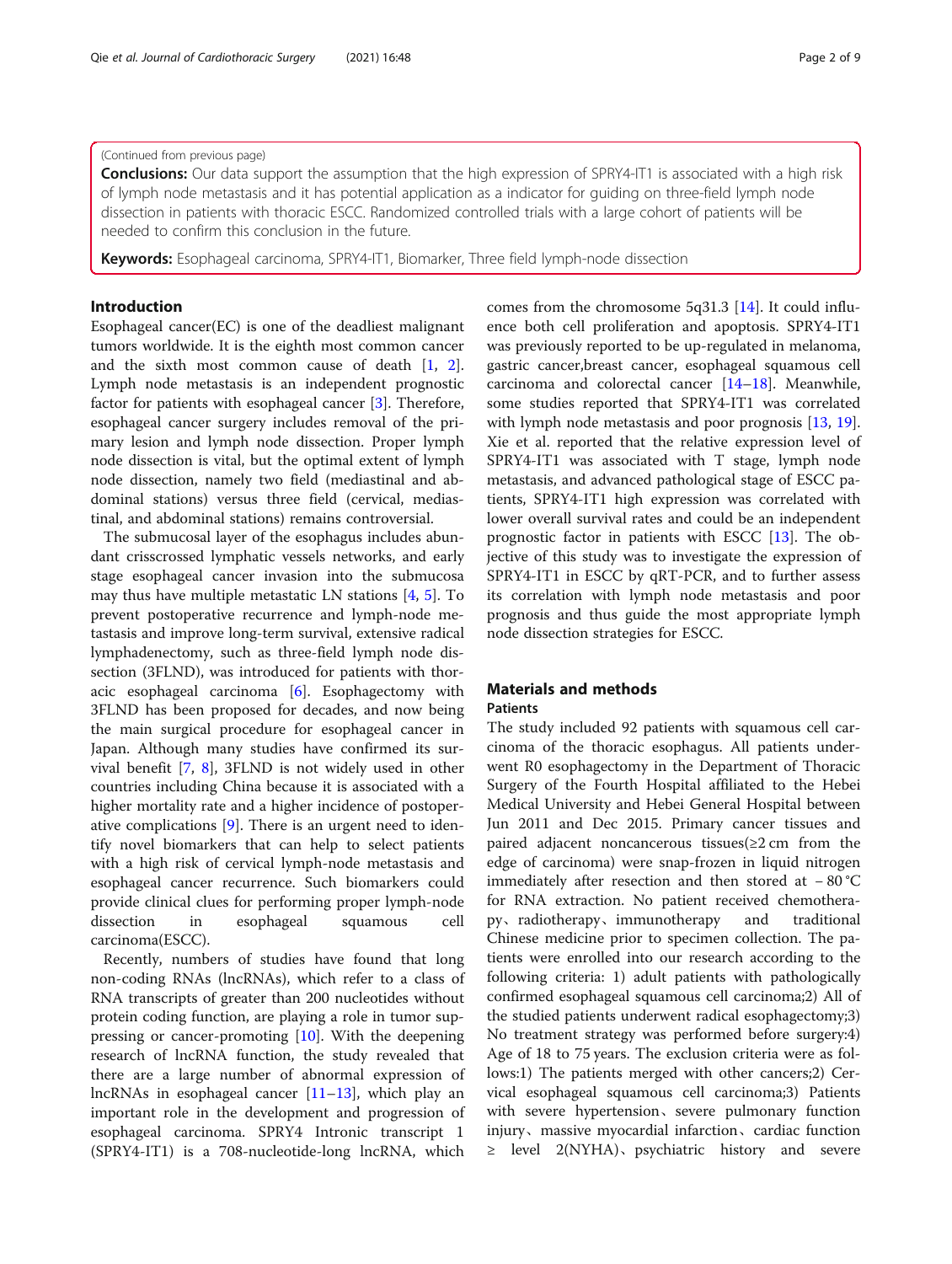(Continued from previous page)

**Conclusions:** Our data support the assumption that the high expression of SPRY4-IT1 is associated with a high risk of lymph node metastasis and it has potential application as a indicator for guiding on three-field lymph node dissection in patients with thoracic ESCC. Randomized controlled trials with a large cohort of patients will be needed to confirm this conclusion in the future.

**Keywords:** Esophageal carcinoma, SPRY4-IT1, Biomarker, Three field lymph-node dissection

## Introduction

Esophageal cancer(EC) is one of the deadliest malignant tumors worldwide. It is the eighth most common cancer and the sixth most common cause of death [1, 2]. Lymph node metastasis is an independent prognostic factor for patients with esophageal cancer [3]. Therefore, esophageal cancer surgery includes removal of the primary lesion and lymph node dissection. Proper lymph node dissection is vital, but the optimal extent of lymph node dissection, namely two field (mediastinal and abdominal stations) versus three field (cervical, mediastinal, and abdominal stations) remains controversial.

The submucosal layer of the esophagus includes abundant crisscrossed lymphatic vessels networks, and early stage esophageal cancer invasion into the submucosa may thus have multiple metastatic LN stations [4, 5]. To prevent postoperative recurrence and lymph-node metastasis and improve long-term survival, extensive radical lymphadenectomy, such as three-field lymph node dissection (3FLND), was introduced for patients with thoracic esophageal carcinoma [6]. Esophagectomy with 3FLND has been proposed for decades, and now being the main surgical procedure for esophageal cancer in Japan. Although many studies have confirmed its survival benefit [7, 8], 3FLND is not widely used in other countries including China because it is associated with a higher mortality rate and a higher incidence of postoperative complications [9]. There is an urgent need to identify novel biomarkers that can help to select patients with a high risk of cervical lymph-node metastasis and esophageal cancer recurrence. Such biomarkers could provide clinical clues for performing proper lymph-node dissection in esophageal squamous cell carcinoma(ESCC).

Recently, numbers of studies have found that long non-coding RNAs (lncRNAs), which refer to a class of RNA transcripts of greater than 200 nucleotides without protein coding function, are playing a role in tumor suppressing or cancer-promoting [10]. With the deepening research of lncRNA function, the study revealed that there are a large number of abnormal expression of lncRNAs in esophageal cancer [11–13], which play an important role in the development and progression of esophageal carcinoma. SPRY4 Intronic transcript 1 (SPRY4-IT1) is a 708-nucleotide-long lncRNA, which comes from the chromosome 5q31.3 [14]. It could influence both cell proliferation and apoptosis. SPRY4-IT1 was previously reported to be up-regulated in melanoma, gastric cancer,breast cancer, esophageal squamous cell carcinoma and colorectal cancer [14–18]. Meanwhile, some studies reported that SPRY4-IT1 was correlated with lymph node metastasis and poor prognosis [13, 19]. Xie et al. reported that the relative expression level of SPRY4-IT1 was associated with T stage, lymph node metastasis, and advanced pathological stage of ESCC patients, SPRY4-IT1 high expression was correlated with lower overall survival rates and could be an independent prognostic factor in patients with ESCC [13]. The objective of this study was to investigate the expression of SPRY4-IT1 in ESCC by qRT-PCR, and to further assess its correlation with lymph node metastasis and poor prognosis and thus guide the most appropriate lymph node dissection strategies for ESCC.

## Materials and methods

### Patients

The study included 92 patients with squamous cell carcinoma of the thoracic esophagus. All patients underwent R0 esophagectomy in the Department of Thoracic Surgery of the Fourth Hospital affiliated to the Hebei Medical University and Hebei General Hospital between Jun 2011 and Dec 2015. Primary cancer tissues and paired adjacent noncancerous tissues(≥2 cm from the edge of carcinoma) were snap-frozen in liquid nitrogen immediately after resection and then stored at − 80 °C for RNA extraction. No patient received chemotherapy、radiotherapy、immunotherapy and traditional Chinese medicine prior to specimen collection. The patients were enrolled into our research according to the following criteria: 1) adult patients with pathologically confirmed esophageal squamous cell carcinoma;2) All of the studied patients underwent radical esophagectomy;3) No treatment strategy was performed before surgery:4) Age of 18 to 75 years. The exclusion criteria were as follows:1) The patients merged with other cancers;2) Cervical esophageal squamous cell carcinoma;3) Patients with severe hypertension、severe pulmonary function injury、massive myocardial infarction、cardiac function ≥ level 2(NYHA)、psychiatric history and severe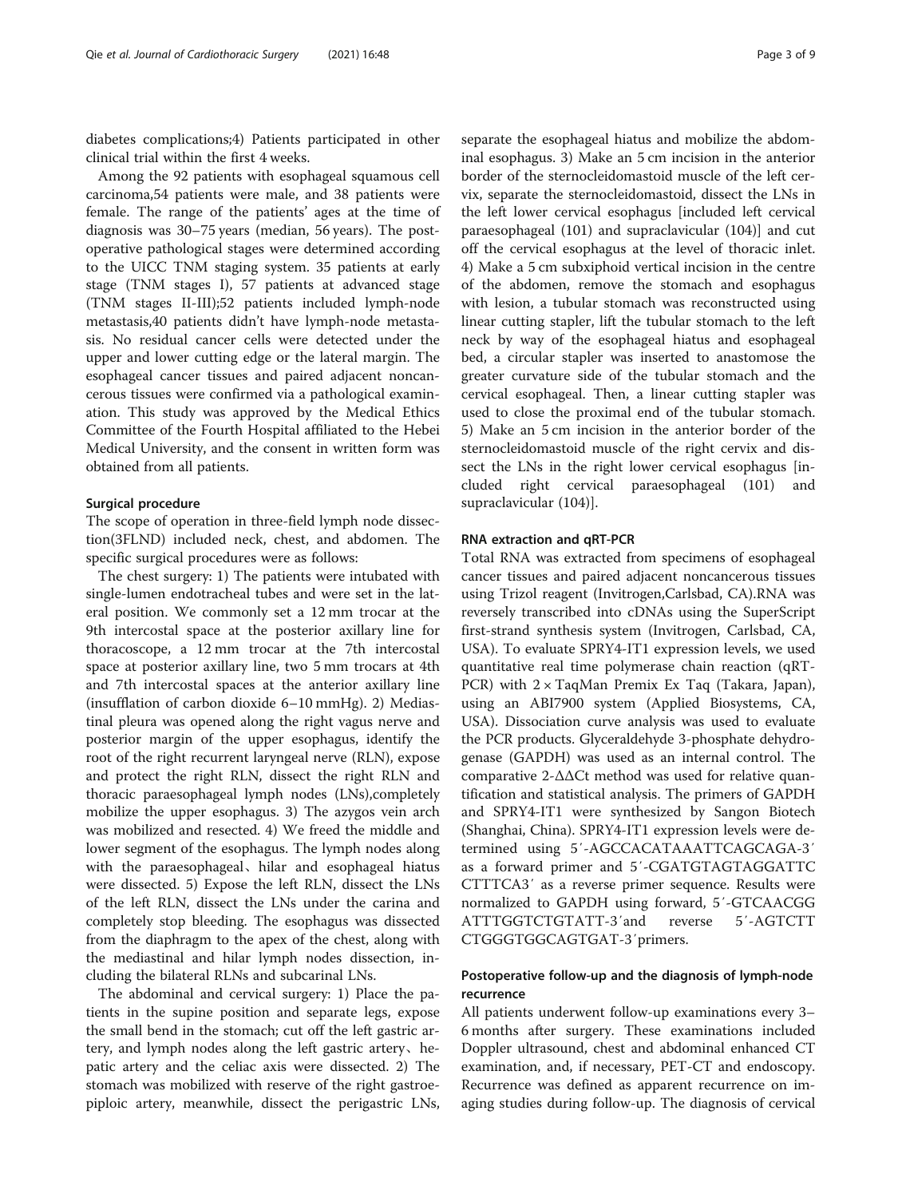diabetes complications;4) Patients participated in other clinical trial within the first 4 weeks.

Among the 92 patients with esophageal squamous cell carcinoma,54 patients were male, and 38 patients were female. The range of the patients' ages at the time of diagnosis was 30–75 years (median, 56 years). The postoperative pathological stages were determined according to the UICC TNM staging system. 35 patients at early stage (TNM stages I), 57 patients at advanced stage (TNM stages II-III);52 patients included lymph-node metastasis,40 patients didn't have lymph-node metastasis. No residual cancer cells were detected under the upper and lower cutting edge or the lateral margin. The esophageal cancer tissues and paired adjacent noncancerous tissues were confirmed via a pathological examination. This study was approved by the Medical Ethics Committee of the Fourth Hospital affiliated to the Hebei Medical University, and the consent in written form was obtained from all patients.

### Surgical procedure

The scope of operation in three-field lymph node dissection(3FLND) included neck, chest, and abdomen. The specific surgical procedures were as follows:

The chest surgery: 1) The patients were intubated with single-lumen endotracheal tubes and were set in the lateral position. We commonly set a 12 mm trocar at the 9th intercostal space at the posterior axillary line for thoracoscope, a 12 mm trocar at the 7th intercostal space at posterior axillary line, two 5 mm trocars at 4th and 7th intercostal spaces at the anterior axillary line (insufflation of carbon dioxide 6–10 mmHg). 2) Mediastinal pleura was opened along the right vagus nerve and posterior margin of the upper esophagus, identify the root of the right recurrent laryngeal nerve (RLN), expose and protect the right RLN, dissect the right RLN and thoracic paraesophageal lymph nodes (LNs),completely mobilize the upper esophagus. 3) The azygos vein arch was mobilized and resected. 4) We freed the middle and lower segment of the esophagus. The lymph nodes along with the paraesophageal、hilar and esophageal hiatus were dissected. 5) Expose the left RLN, dissect the LNs of the left RLN, dissect the LNs under the carina and completely stop bleeding. The esophagus was dissected from the diaphragm to the apex of the chest, along with the mediastinal and hilar lymph nodes dissection, including the bilateral RLNs and subcarinal LNs.

The abdominal and cervical surgery: 1) Place the patients in the supine position and separate legs, expose the small bend in the stomach; cut off the left gastric artery, and lymph nodes along the left gastric artery、hepatic artery and the celiac axis were dissected. 2) The stomach was mobilized with reserve of the right gastroepiploic artery, meanwhile, dissect the perigastric LNs, separate the esophageal hiatus and mobilize the abdominal esophagus. 3) Make an 5 cm incision in the anterior border of the sternocleidomastoid muscle of the left cervix, separate the sternocleidomastoid, dissect the LNs in the left lower cervical esophagus [included left cervical paraesophageal (101) and supraclavicular (104)] and cut off the cervical esophagus at the level of thoracic inlet. 4) Make a 5 cm subxiphoid vertical incision in the centre of the abdomen, remove the stomach and esophagus with lesion, a tubular stomach was reconstructed using linear cutting stapler, lift the tubular stomach to the left neck by way of the esophageal hiatus and esophageal bed, a circular stapler was inserted to anastomose the greater curvature side of the tubular stomach and the cervical esophageal. Then, a linear cutting stapler was used to close the proximal end of the tubular stomach. 5) Make an 5 cm incision in the anterior border of the sternocleidomastoid muscle of the right cervix and dissect the LNs in the right lower cervical esophagus [included right cervical paraesophageal (101) and supraclavicular (104)].

### RNA extraction and qRT-PCR

Total RNA was extracted from specimens of esophageal cancer tissues and paired adjacent noncancerous tissues using Trizol reagent (Invitrogen,Carlsbad, CA).RNA was reversely transcribed into cDNAs using the SuperScript first-strand synthesis system (Invitrogen, Carlsbad, CA, USA). To evaluate SPRY4-IT1 expression levels, we used quantitative real time polymerase chain reaction (qRT-PCR) with 2 × TaqMan Premix Ex Taq (Takara, Japan), using an ABI7900 system (Applied Biosystems, CA, USA). Dissociation curve analysis was used to evaluate the PCR products. Glyceraldehyde 3-phosphate dehydrogenase (GAPDH) was used as an internal control. The comparative $2^{-\Delta\Delta Ct}$ method was used for relative quantification and statistical analysis. The primers of GAPDH and SPRY4-IT1 were synthesized by Sangon Biotech (Shanghai, China). SPRY4-IT1 expression levels were determined using 5′-AGCCACATAAATTCAGCAGA-3′ as a forward primer and 5′-CGATGTAGTAGGATTC CTTTCA3′ as a reverse primer sequence. Results were normalized to GAPDH using forward, 5′-GTCAACGG ATTTGGTCTGTATT-3′and reverse 5′-AGTCTT CTGGGTGGCAGTGAT-3′primers.

### Postoperative follow-up and the diagnosis of lymph-node recurrence

All patients underwent follow-up examinations every 3–6 months after surgery. These examinations included Doppler ultrasound, chest and abdominal enhanced CT examination, and, if necessary, PET-CT and endoscopy. Recurrence was defined as apparent recurrence on imaging studies during follow-up. The diagnosis of cervical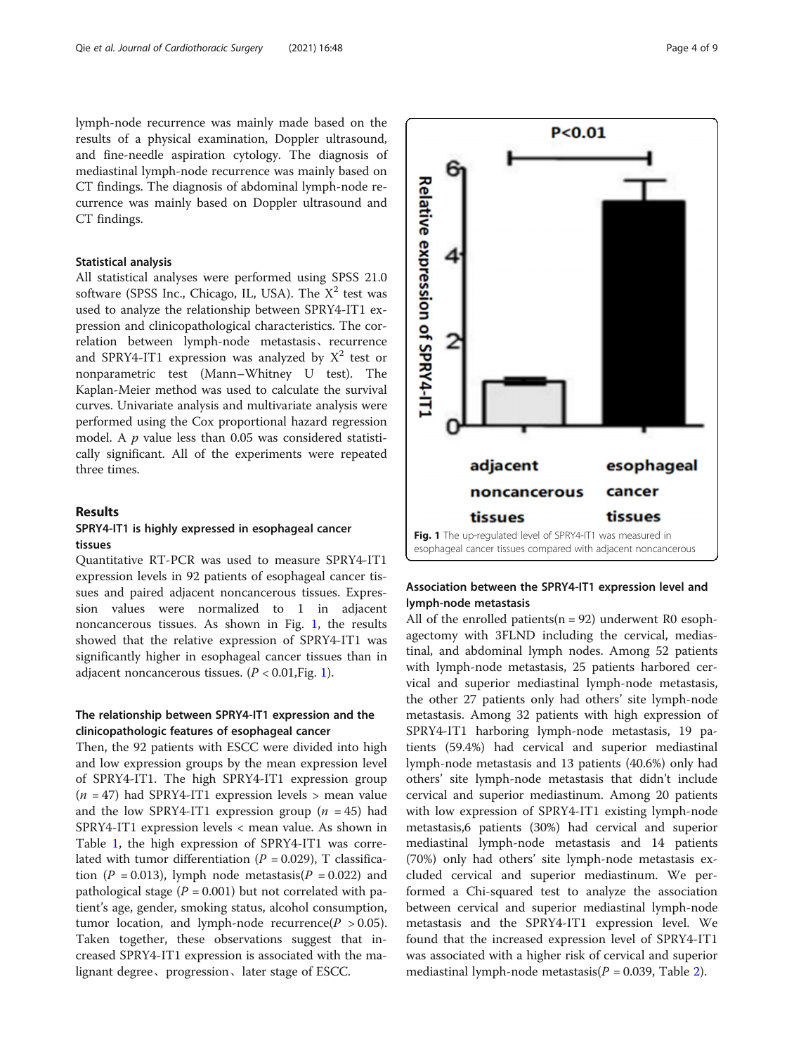lymph-node recurrence was mainly made based on the results of a physical examination, Doppler ultrasound, and fine-needle aspiration cytology. The diagnosis of mediastinal lymph-node recurrence was mainly based on CT findings. The diagnosis of abdominal lymph-node recurrence was mainly based on Doppler ultrasound and CT findings.

### Statistical analysis

All statistical analyses were performed using SPSS 21.0 software (SPSS Inc., Chicago, IL, USA). The $X^2$ test was used to analyze the relationship between SPRY4-IT1 expression and clinicopathological characteristics. The correlation between lymph-node metastasis、recurrence and SPRY4-IT1 expression was analyzed by $X^2$ test or nonparametric test (Mann–Whitney U test). The Kaplan-Meier method was used to calculate the survival curves. Univariate analysis and multivariate analysis were performed using the Cox proportional hazard regression model. A *p* value less than 0.05 was considered statistically significant. All of the experiments were repeated three times.

## Results

### SPRY4-IT1 is highly expressed in esophageal cancer tissues

Quantitative RT-PCR was used to measure SPRY4-IT1 expression levels in 92 patients of esophageal cancer tissues and paired adjacent noncancerous tissues. Expression values were normalized to 1 in adjacent noncancerous tissues. As shown in Fig. 1, the results showed that the relative expression of SPRY4-IT1 was significantly higher in esophageal cancer tissues than in adjacent noncancerous tissues. ($P < 0.01$,Fig. 1).

### The relationship between SPRY4-IT1 expression and the clinicopathologic features of esophageal cancer

Then, the 92 patients with ESCC were divided into high and low expression groups by the mean expression level of SPRY4-IT1. The high SPRY4-IT1 expression group ($n = 47$) had SPRY4-IT1 expression levels > mean value and the low SPRY4-IT1 expression group ($n = 45$) had SPRY4-IT1 expression levels < mean value. As shown in Table 1, the high expression of SPRY4-IT1 was correlated with tumor differentiation ($P = 0.029$), T classification ($P = 0.013$), lymph node metastasis($P = 0.022$) and pathological stage ($P = 0.001$) but not correlated with patient's age, gender, smoking status, alcohol consumption, tumor location, and lymph-node recurrence($P > 0.05$). Taken together, these observations suggest that increased SPRY4-IT1 expression is associated with the malignant degree、progression、later stage of ESCC.

**Fig. 1** The up-regulated level of SPRY4-IT1 was measured in esophageal cancer tissues compared with adjacent noncancerous

### Association between the SPRY4-IT1 expression level and lymph-node metastasis

All of the enrolled patients(n = 92) underwent R0 esophagectomy with 3FLND including the cervical, mediastinal, and abdominal lymph nodes. Among 52 patients with lymph-node metastasis, 25 patients harbored cervical and superior mediastinal lymph-node metastasis, the other 27 patients only had others' site lymph-node metastasis. Among 32 patients with high expression of SPRY4-IT1 harboring lymph-node metastasis, 19 patients (59.4%) had cervical and superior mediastinal lymph-node metastasis and 13 patients (40.6%) only had others' site lymph-node metastasis that didn't include cervical and superior mediastinum. Among 20 patients with low expression of SPRY4-IT1 existing lymph-node metastasis,6 patients (30%) had cervical and superior mediastinal lymph-node metastasis and 14 patients (70%) only had others' site lymph-node metastasis excluded cervical and superior mediastinum. We performed a Chi-squared test to analyze the association between cervical and superior mediastinal lymph-node metastasis and the SPRY4-IT1 expression level. We found that the increased expression level of SPRY4-IT1 was associated with a higher risk of cervical and superior mediastinal lymph-node metastasis($P = 0.039$, Table 2).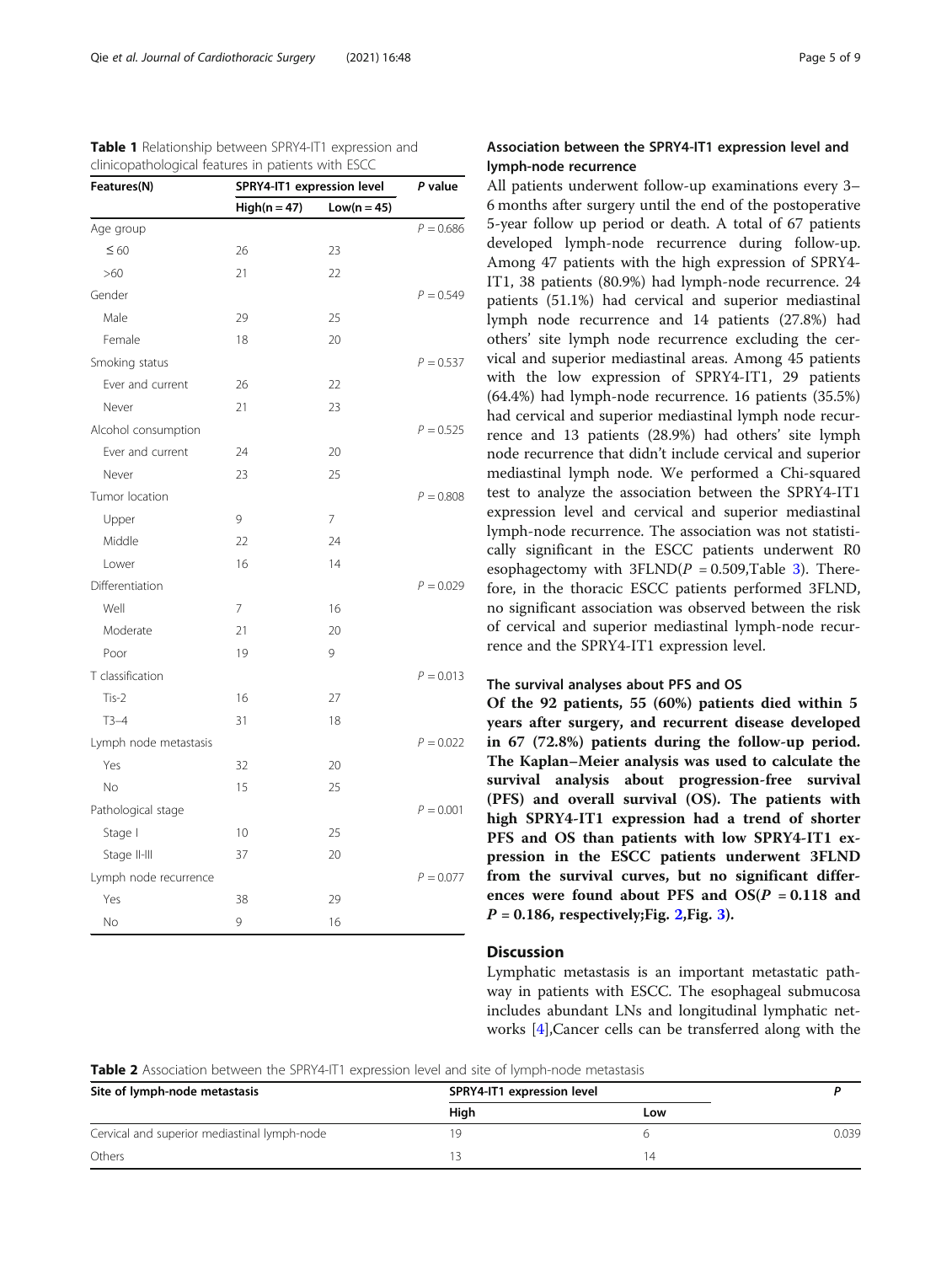**Table 1** Relationship between SPRY4-IT1 expression and clinicopathological features in patients with ESCC

| Features(N) | SPRY4-IT1 expression level | | P value |
|---|---|---|---|
| | High(n = 47) | Low(n = 45) | |
| Age group | | | $P = 0.686$ |
| ≤ 60 | 26 | 23 | |
| >60 | 21 | 22 | |
| Gender | | | $P = 0.549$ |
| Male | 29 | 25 | |
| Female | 18 | 20 | |
| Smoking status | | | $P = 0.537$ |
| Ever and current | 26 | 22 | |
| Never | 21 | 23 | |
| Alcohol consumption | | | $P = 0.525$ |
| Ever and current | 24 | 20 | |
| Never | 23 | 25 | |
| Tumor location | | | $P = 0.808$ |
| Upper | 9 | 7 | |
| Middle | 22 | 24 | |
| Lower | 16 | 14 | |
| Differentiation | | | $P = 0.029$ |
| Well | 7 | 16 | |
| Moderate | 21 | 20 | |
| Poor | 19 | 9 | |
| T classification | | | $P = 0.013$ |
| Tis-2 | 16 | 27 | |
| T3–4 | 31 | 18 | |
| Lymph node metastasis | | | $P = 0.022$ |
| Yes | 32 | 20 | |
| No | 15 | 25 | |
| Pathological stage | | | $P = 0.001$ |
| Stage I | 10 | 25 | |
| Stage II-III | 37 | 20 | |
| Lymph node recurrence | | | $P = 0.077$ |
| Yes | 38 | 29 | |
| No | 9 | 16 | |

### Association between the SPRY4-IT1 expression level and lymph-node recurrence

All patients underwent follow-up examinations every 3–6 months after surgery until the end of the postoperative 5-year follow up period or death. A total of 67 patients developed lymph-node recurrence during follow-up. Among 47 patients with the high expression of SPRY4-IT1, 38 patients (80.9%) had lymph-node recurrence. 24 patients (51.1%) had cervical and superior mediastinal lymph node recurrence and 14 patients (27.8%) had others' site lymph node recurrence excluding the cervical and superior mediastinal areas. Among 45 patients with the low expression of SPRY4-IT1, 29 patients (64.4%) had lymph-node recurrence. 16 patients (35.5%) had cervical and superior mediastinal lymph node recurrence and 13 patients (28.9%) had others' site lymph node recurrence that didn't include cervical and superior mediastinal lymph node. We performed a Chi-squared test to analyze the association between the SPRY4-IT1 expression level and cervical and superior mediastinal lymph-node recurrence. The association was not statistically significant in the ESCC patients underwent R0 esophagectomy with 3FLND($P$ = 0.509,Table 3). Therefore, in the thoracic ESCC patients performed 3FLND, no significant association was observed between the risk of cervical and superior mediastinal lymph-node recurrence and the SPRY4-IT1 expression level.

### The survival analyses about PFS and OS

**Of the 92 patients, 55 (60%) patients died within 5 years after surgery, and recurrent disease developed in 67 (72.8%) patients during the follow-up period. The Kaplan–Meier analysis was used to calculate the survival analysis about progression-free survival (PFS) and overall survival (OS). The patients with high SPRY4-IT1 expression had a trend of shorter PFS and OS than patients with low SPRY4-IT1 expression in the ESCC patients underwent 3FLND from the survival curves, but no significant differences were found about PFS and OS($P$ = 0.118 and $P$ = 0.186, respectively;Fig. 2,Fig. 3).**

## Discussion

Lymphatic metastasis is an important metastatic pathway in patients with ESCC. The esophageal submucosa includes abundant LNs and longitudinal lymphatic networks [4],Cancer cells can be transferred along with the

**Table 2** Association between the SPRY4-IT1 expression level and site of lymph-node metastasis

| Site of lymph-node metastasis | SPRY4-IT1 expression level | | P |
|---|---|---|---|
| | High | Low | |
| Cervical and superior mediastinal lymph-node | 19 | 6 | 0.039 |
| Others | 13 | 14 | |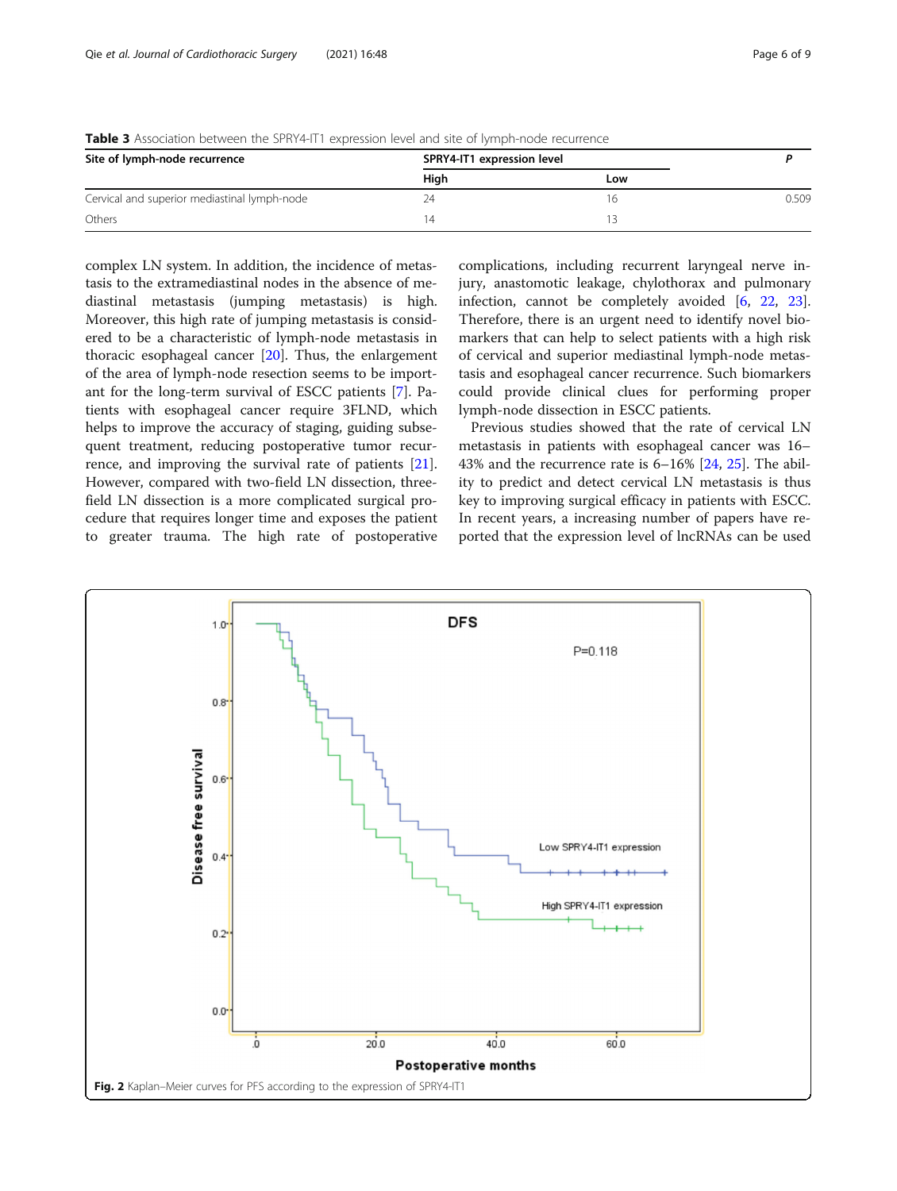**Table 3** Association between the SPRY4-IT1 expression level and site of lymph-node recurrence

| Site of lymph-node recurrence | SPRY4-IT1 expression level | | *P* |
|---|---|---|---|
| | High | Low | |
| Cervical and superior mediastinal lymph-node | 24 | 16 | 0.509 |
| Others | 14 | 13 | |

complex LN system. In addition, the incidence of metastasis to the extramediastinal nodes in the absence of mediastinal metastasis (jumping metastasis) is high. Moreover, this high rate of jumping metastasis is considered to be a characteristic of lymph-node metastasis in thoracic esophageal cancer [20]. Thus, the enlargement of the area of lymph-node resection seems to be important for the long-term survival of ESCC patients [7]. Patients with esophageal cancer require 3FLND, which helps to improve the accuracy of staging, guiding subsequent treatment, reducing postoperative tumor recurrence, and improving the survival rate of patients [21]. However, compared with two-field LN dissection, three-field LN dissection is a more complicated surgical procedure that requires longer time and exposes the patient to greater trauma. The high rate of postoperative complications, including recurrent laryngeal nerve injury, anastomotic leakage, chylothorax and pulmonary infection, cannot be completely avoided [6, 22, 23]. Therefore, there is an urgent need to identify novel biomarkers that can help to select patients with a high risk of cervical and superior mediastinal lymph-node metastasis and esophageal cancer recurrence. Such biomarkers could provide clinical clues for performing proper lymph-node dissection in ESCC patients.

Previous studies showed that the rate of cervical LN metastasis in patients with esophageal cancer was 16–43% and the recurrence rate is 6–16% [24, 25]. The ability to predict and detect cervical LN metastasis is thus key to improving surgical efficacy in patients with ESCC. In recent years, a increasing number of papers have reported that the expression level of lncRNAs can be used

**Fig. 2** Kaplan–Meier curves for PFS according to the expression of SPRY4-IT1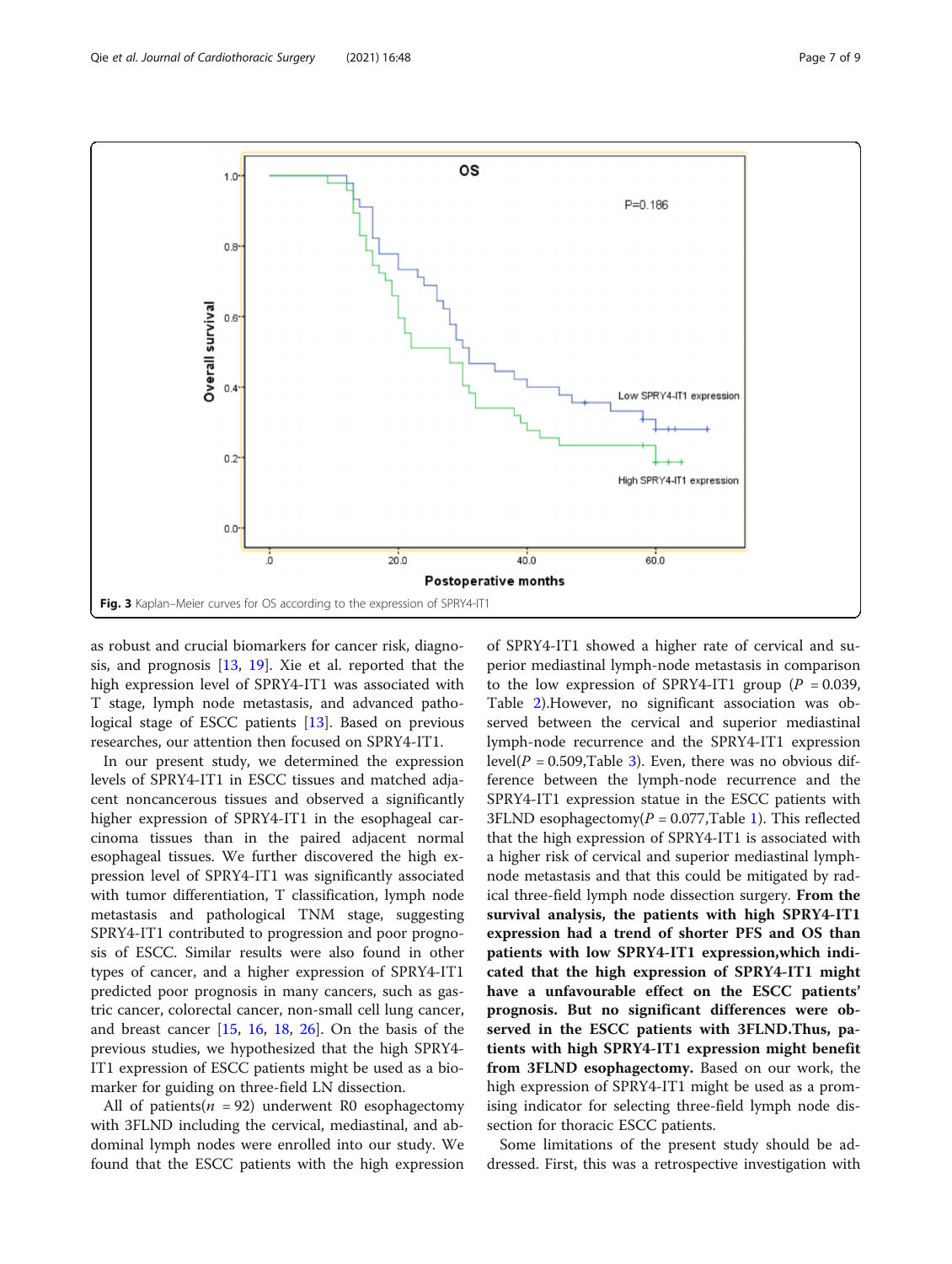Fig. 3 Kaplan–Meier curves for OS according to the expression of SPRY4-IT1

as robust and crucial biomarkers for cancer risk, diagnosis, and prognosis [13, 19]. Xie et al. reported that the high expression level of SPRY4-IT1 was associated with T stage, lymph node metastasis, and advanced pathological stage of ESCC patients [13]. Based on previous researches, our attention then focused on SPRY4-IT1.

In our present study, we determined the expression levels of SPRY4-IT1 in ESCC tissues and matched adjacent noncancerous tissues and observed a significantly higher expression of SPRY4-IT1 in the esophageal carcinoma tissues than in the paired adjacent normal esophageal tissues. We further discovered the high expression level of SPRY4-IT1 was significantly associated with tumor differentiation, T classification, lymph node metastasis and pathological TNM stage, suggesting SPRY4-IT1 contributed to progression and poor prognosis of ESCC. Similar results were also found in other types of cancer, and a higher expression of SPRY4-IT1 predicted poor prognosis in many cancers, such as gastric cancer, colorectal cancer, non-small cell lung cancer, and breast cancer [15, 16, 18, 26]. On the basis of the previous studies, we hypothesized that the high SPRY4-IT1 expression of ESCC patients might be used as a biomarker for guiding on three-field LN dissection.

All of patients($n$ = 92) underwent R0 esophagectomy with 3FLND including the cervical, mediastinal, and abdominal lymph nodes were enrolled into our study. We found that the ESCC patients with the high expression of SPRY4-IT1 showed a higher rate of cervical and superior mediastinal lymph-node metastasis in comparison to the low expression of SPRY4-IT1 group ($P$ = 0.039, Table 2).However, no significant association was observed between the cervical and superior mediastinal lymph-node recurrence and the SPRY4-IT1 expression level($P$ = 0.509,Table 3). Even, there was no obvious difference between the lymph-node recurrence and the SPRY4-IT1 expression statue in the ESCC patients with 3FLND esophagectomy($P$ = 0.077,Table 1). This reflected that the high expression of SPRY4-IT1 is associated with a higher risk of cervical and superior mediastinal lymph-node metastasis and that this could be mitigated by radical three-field lymph node dissection surgery. **From the survival analysis, the patients with high SPRY4-IT1 expression had a trend of shorter PFS and OS than patients with low SPRY4-IT1 expression,which indicated that the high expression of SPRY4-IT1 might have a unfavourable effect on the ESCC patients' prognosis. But no significant differences were observed in the ESCC patients with 3FLND.Thus, patients with high SPRY4-IT1 expression might benefit from 3FLND esophagectomy.** Based on our work, the high expression of SPRY4-IT1 might be used as a promising indicator for selecting three-field lymph node dissection for thoracic ESCC patients.

Some limitations of the present study should be addressed. First, this was a retrospective investigation with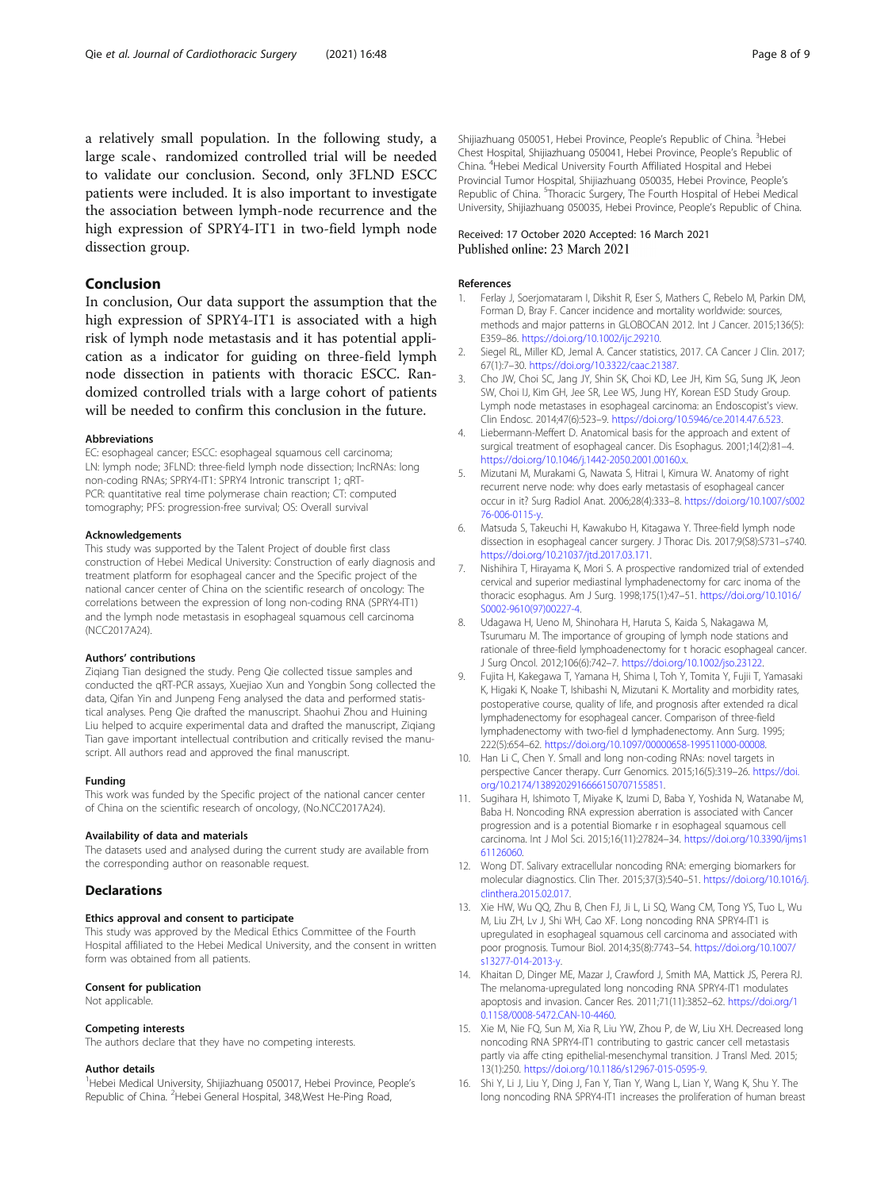a relatively small population. In the following study, a large scale、randomized controlled trial will be needed to validate our conclusion. Second, only 3FLND ESCC patients were included. It is also important to investigate the association between lymph-node recurrence and the high expression of SPRY4-IT1 in two-field lymph node dissection group.

## Conclusion

In conclusion, Our data support the assumption that the high expression of SPRY4-IT1 is associated with a high risk of lymph node metastasis and it has potential application as a indicator for guiding on three-field lymph node dissection in patients with thoracic ESCC. Randomized controlled trials with a large cohort of patients will be needed to confirm this conclusion in the future.

#### Abbreviations

EC: esophageal cancer; ESCC: esophageal squamous cell carcinoma; LN: lymph node; 3FLND: three-field lymph node dissection; lncRNAs: long non-coding RNAs; SPRY4-IT1: SPRY4 Intronic transcript 1; qRT-PCR: quantitative real time polymerase chain reaction; CT: computed tomography; PFS: progression-free survival; OS: Overall survival

#### Acknowledgements

This study was supported by the Talent Project of double first class construction of Hebei Medical University: Construction of early diagnosis and treatment platform for esophageal cancer and the Specific project of the national cancer center of China on the scientific research of oncology: The correlations between the expression of long non-coding RNA (SPRY4-IT1) and the lymph node metastasis in esophageal squamous cell carcinoma (NCC2017A24).

#### Authors' contributions

Ziqiang Tian designed the study. Peng Qie collected tissue samples and conducted the qRT-PCR assays, Xuejiao Xun and Yongbin Song collected the data, Qifan Yin and Junpeng Feng analysed the data and performed statistical analyses. Peng Qie drafted the manuscript. Shaohui Zhou and Huining Liu helped to acquire experimental data and drafted the manuscript, Ziqiang Tian gave important intellectual contribution and critically revised the manuscript. All authors read and approved the final manuscript.

#### Funding

This work was funded by the Specific project of the national cancer center of China on the scientific research of oncology, (No.NCC2017A24).

#### Availability of data and materials

The datasets used and analysed during the current study are available from the corresponding author on reasonable request.

## Declarations

#### Ethics approval and consent to participate

This study was approved by the Medical Ethics Committee of the Fourth Hospital affiliated to the Hebei Medical University, and the consent in written form was obtained from all patients.

#### Consent for publication

Not applicable.

#### Competing interests

The authors declare that they have no competing interests.

#### Author details

[1]Hebei Medical University, Shijiazhuang 050017, Hebei Province, People's Republic of China. [2]Hebei General Hospital, 348,West He-Ping Road, Shijiazhuang 050051, Hebei Province, People's Republic of China. [3]Hebei Chest Hospital, Shijiazhuang 050041, Hebei Province, People's Republic of China. [4]Hebei Medical University Fourth Affiliated Hospital and Hebei Provincial Tumor Hospital, Shijiazhuang 050035, Hebei Province, People's Republic of China. [5]Thoracic Surgery, The Fourth Hospital of Hebei Medical University, Shijiazhuang 050035, Hebei Province, People's Republic of China.

Received: 17 October 2020 Accepted: 16 March 2021
Published online: 23 March 2021

#### References

1. Ferlay J, Soerjomataram I, Dikshit R, Eser S, Mathers C, Rebelo M, Parkin DM, Forman D, Bray F. Cancer incidence and mortality worldwide: sources, methods and major patterns in GLOBOCAN 2012. Int J Cancer. 2015;136(5): E359–86. https://doi.org/10.1002/ijc.29210.
2. Siegel RL, Miller KD, Jemal A. Cancer statistics, 2017. CA Cancer J Clin. 2017; 67(1):7–30. https://doi.org/10.3322/caac.21387.
3. Cho JW, Choi SC, Jang JY, Shin SK, Choi KD, Lee JH, Kim SG, Sung JK, Jeon SW, Choi IJ, Kim GH, Jee SR, Lee WS, Jung HY, Korean ESD Study Group. Lymph node metastases in esophageal carcinoma: an Endoscopist's view. Clin Endosc. 2014;47(6):523–9. https://doi.org/10.5946/ce.2014.47.6.523.
4. Liebermann-Meffert D. Anatomical basis for the approach and extent of surgical treatment of esophageal cancer. Dis Esophagus. 2001;14(2):81–4. https://doi.org/10.1046/j.1442-2050.2001.00160.x.
5. Mizutani M, Murakami G, Nawata S, Hitrai I, Kimura W. Anatomy of right recurrent nerve node: why does early metastasis of esophageal cancer occur in it? Surg Radiol Anat. 2006;28(4):333–8. https://doi.org/10.1007/s00276-006-0115-y.
6. Matsuda S, Takeuchi H, Kawakubo H, Kitagawa Y. Three-field lymph node dissection in esophageal cancer surgery. J Thorac Dis. 2017;9(S8):S731–s740. https://doi.org/10.21037/jtd.2017.03.171.
7. Nishihira T, Hirayama K, Mori S. A prospective randomized trial of extended cervical and superior mediastinal lymphadenectomy for carc inoma of the thoracic esophagus. Am J Surg. 1998;175(1):47–51. https://doi.org/10.1016/S0002-9610(97)00227-4.
8. Udagawa H, Ueno M, Shinohara H, Haruta S, Kaida S, Nakagawa M, Tsurumaru M. The importance of grouping of lymph node stations and rationale of three-field lymphoadenectomy for t horacic esophageal cancer. J Surg Oncol. 2012;106(6):742–7. https://doi.org/10.1002/jso.23122.
9. Fujita H, Kakegawa T, Yamana H, Shima I, Toh Y, Tomita Y, Fujii T, Yamasaki K, Higaki K, Noake T, Ishibashi N, Mizutani K. Mortality and morbidity rates, postoperative course, quality of life, and prognosis after extended ra dical lymphadenectomy for esophageal cancer. Comparison of three-field lymphadenectomy with two-fiel d lymphadenectomy. Ann Surg. 1995; 222(5):654–62. https://doi.org/10.1097/00000658-199511000-00008.
10. Han Li C, Chen Y. Small and long non-coding RNAs: novel targets in perspective Cancer therapy. Curr Genomics. 2015;16(5):319–26. https://doi.org/10.2174/1389202916666150707155851.
11. Sugihara H, Ishimoto T, Miyake K, Izumi D, Baba Y, Yoshida N, Watanabe M, Baba H. Noncoding RNA expression aberration is associated with Cancer progression and is a potential Biomarke r in esophageal squamous cell carcinoma. Int J Mol Sci. 2015;16(11):27824–34. https://doi.org/10.3390/ijms161126060.
12. Wong DT. Salivary extracellular noncoding RNA: emerging biomarkers for molecular diagnostics. Clin Ther. 2015;37(3):540–51. https://doi.org/10.1016/j.clinthera.2015.02.017.
13. Xie HW, Wu QQ, Zhu B, Chen FJ, Ji L, Li SQ, Wang CM, Tong YS, Tuo L, Wu M, Liu ZH, Lv J, Shi WH, Cao XF. Long noncoding RNA SPRY4-IT1 is upregulated in esophageal squamous cell carcinoma and associated with poor prognosis. Tumour Biol. 2014;35(8):7743–54. https://doi.org/10.1007/s13277-014-2013-y.
14. Khaitan D, Dinger ME, Mazar J, Crawford J, Smith MA, Mattick JS, Perera RJ. The melanoma-upregulated long noncoding RNA SPRY4-IT1 modulates apoptosis and invasion. Cancer Res. 2011;71(11):3852–62. https://doi.org/10.1158/0008-5472.CAN-10-4460.
15. Xie M, Nie FQ, Sun M, Xia R, Liu YW, Zhou P, de W, Liu XH. Decreased long noncoding RNA SPRY4-IT1 contributing to gastric cancer cell metastasis partly via affe cting epithelial-mesenchymal transition. J Transl Med. 2015; 13(1):250. https://doi.org/10.1186/s12967-015-0595-9.
16. Shi Y, Li J, Liu Y, Ding J, Fan Y, Tian Y, Wang L, Lian Y, Wang K, Shu Y. The long noncoding RNA SPRY4-IT1 increases the proliferation of human breast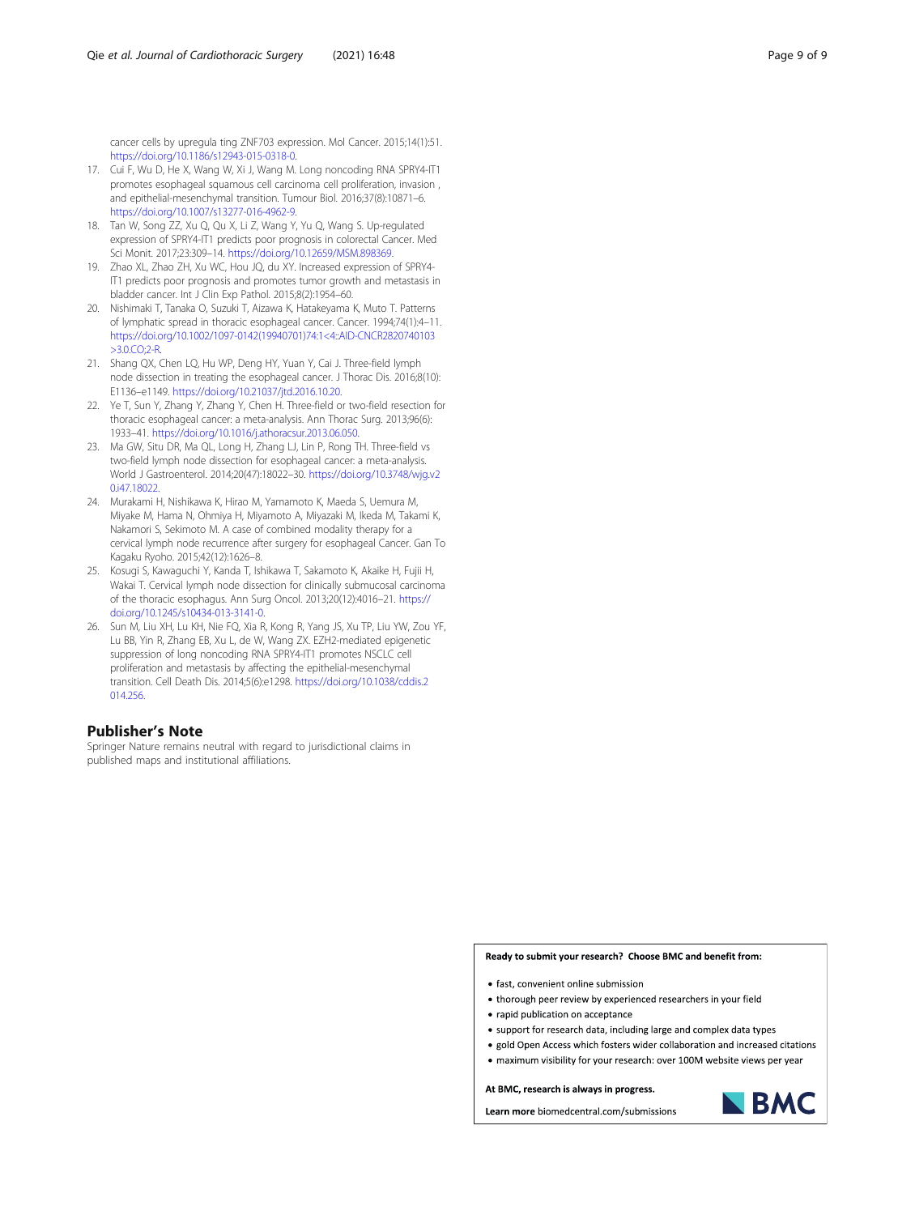cancer cells by upregula ting ZNF703 expression. Mol Cancer. 2015;14(1):51. https://doi.org/10.1186/s12943-015-0318-0.

17. Cui F, Wu D, He X, Wang W, Xi J, Wang M. Long noncoding RNA SPRY4-IT1 promotes esophageal squamous cell carcinoma cell proliferation, invasion , and epithelial-mesenchymal transition. Tumour Biol. 2016;37(8):10871–6. https://doi.org/10.1007/s13277-016-4962-9.
18. Tan W, Song ZZ, Xu Q, Qu X, Li Z, Wang Y, Yu Q, Wang S. Up-regulated expression of SPRY4-IT1 predicts poor prognosis in colorectal Cancer. Med Sci Monit. 2017;23:309–14. https://doi.org/10.12659/MSM.898369.
19. Zhao XL, Zhao ZH, Xu WC, Hou JQ, du XY. Increased expression of SPRY4-IT1 predicts poor prognosis and promotes tumor growth and metastasis in bladder cancer. Int J Clin Exp Pathol. 2015;8(2):1954–60.
20. Nishimaki T, Tanaka O, Suzuki T, Aizawa K, Hatakeyama K, Muto T. Patterns of lymphatic spread in thoracic esophageal cancer. Cancer. 1994;74(1):4–11. https://doi.org/10.1002/1097-0142(19940701)74:1<4::AID-CNCR2820740103>3.0.CO;2-R.
21. Shang QX, Chen LQ, Hu WP, Deng HY, Yuan Y, Cai J. Three-field lymph node dissection in treating the esophageal cancer. J Thorac Dis. 2016;8(10):E1136–e1149. https://doi.org/10.21037/jtd.2016.10.20.
22. Ye T, Sun Y, Zhang Y, Zhang Y, Chen H. Three-field or two-field resection for thoracic esophageal cancer: a meta-analysis. Ann Thorac Surg. 2013;96(6):1933–41. https://doi.org/10.1016/j.athoracsur.2013.06.050.
23. Ma GW, Situ DR, Ma QL, Long H, Zhang LJ, Lin P, Rong TH. Three-field vs two-field lymph node dissection for esophageal cancer: a meta-analysis. World J Gastroenterol. 2014;20(47):18022–30. https://doi.org/10.3748/wjg.v20.i47.18022.
24. Murakami H, Nishikawa K, Hirao M, Yamamoto K, Maeda S, Uemura M, Miyake M, Hama N, Ohmiya H, Miyamoto A, Miyazaki M, Ikeda M, Takami K, Nakamori S, Sekimoto M. A case of combined modality therapy for a cervical lymph node recurrence after surgery for esophageal Cancer. Gan To Kagaku Ryoho. 2015;42(12):1626–8.
25. Kosugi S, Kawaguchi Y, Kanda T, Ishikawa T, Sakamoto K, Akaike H, Fujii H, Wakai T. Cervical lymph node dissection for clinically submucosal carcinoma of the thoracic esophagus. Ann Surg Oncol. 2013;20(12):4016–21. https://doi.org/10.1245/s10434-013-3141-0.
26. Sun M, Liu XH, Lu KH, Nie FQ, Xia R, Kong R, Yang JS, Xu TP, Liu YW, Zou YF, Lu BB, Yin R, Zhang EB, Xu L, de W, Wang ZX. EZH2-mediated epigenetic suppression of long noncoding RNA SPRY4-IT1 promotes NSCLC cell proliferation and metastasis by affecting the epithelial-mesenchymal transition. Cell Death Dis. 2014;5(6):e1298. https://doi.org/10.1038/cddis.2014.256.

## Publisher's Note

Springer Nature remains neutral with regard to jurisdictional claims in published maps and institutional affiliations.

**Ready to submit your research? Choose BMC and benefit from:**

- fast, convenient online submission
- thorough peer review by experienced researchers in your field
- rapid publication on acceptance
- support for research data, including large and complex data types
- gold Open Access which fosters wider collaboration and increased citations
- maximum visibility for your research: over 100M website views per year

**At BMC, research is always in progress.**

**Learn more** biomedcentral.com/submissions